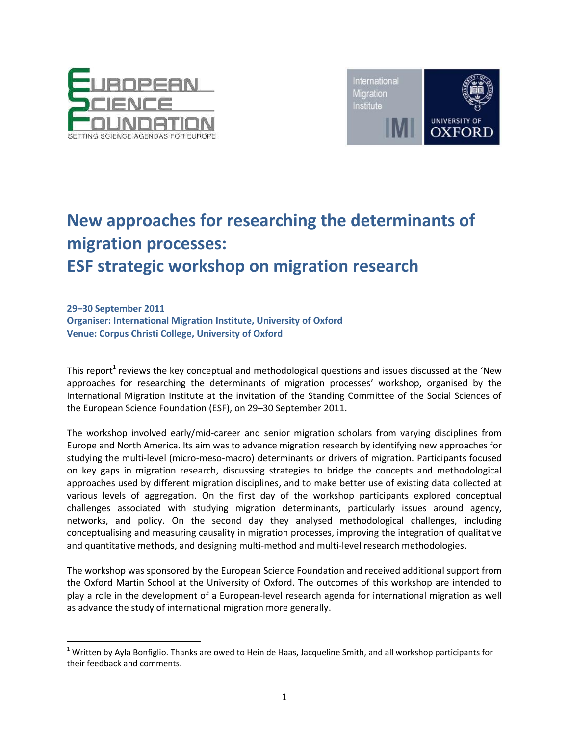# New approaches for researching the determinants of migration processes: ESF strategic workshop on migration research

**29–30 September 2011**
**Organiser: International Migration Institute, University of Oxford**
**Venue: Corpus Christi College, University of Oxford**

This report[1] reviews the key conceptual and methodological questions and issues discussed at the 'New approaches for researching the determinants of migration processes' workshop, organised by the International Migration Institute at the invitation of the Standing Committee of the Social Sciences of the European Science Foundation (ESF), on 29–30 September 2011.

The workshop involved early/mid-career and senior migration scholars from varying disciplines from Europe and North America. Its aim was to advance migration research by identifying new approaches for studying the multi-level (micro-meso-macro) determinants or drivers of migration. Participants focused on key gaps in migration research, discussing strategies to bridge the concepts and methodological approaches used by different migration disciplines, and to make better use of existing data collected at various levels of aggregation. On the first day of the workshop participants explored conceptual challenges associated with studying migration determinants, particularly issues around agency, networks, and policy. On the second day they analysed methodological challenges, including conceptualising and measuring causality in migration processes, improving the integration of qualitative and quantitative methods, and designing multi-method and multi-level research methodologies.

The workshop was sponsored by the European Science Foundation and received additional support from the Oxford Martin School at the University of Oxford. The outcomes of this workshop are intended to play a role in the development of a European-level research agenda for international migration as well as advance the study of international migration more generally.

[1] Written by Ayla Bonfiglio. Thanks are owed to Hein de Haas, Jacqueline Smith, and all workshop participants for their feedback and comments.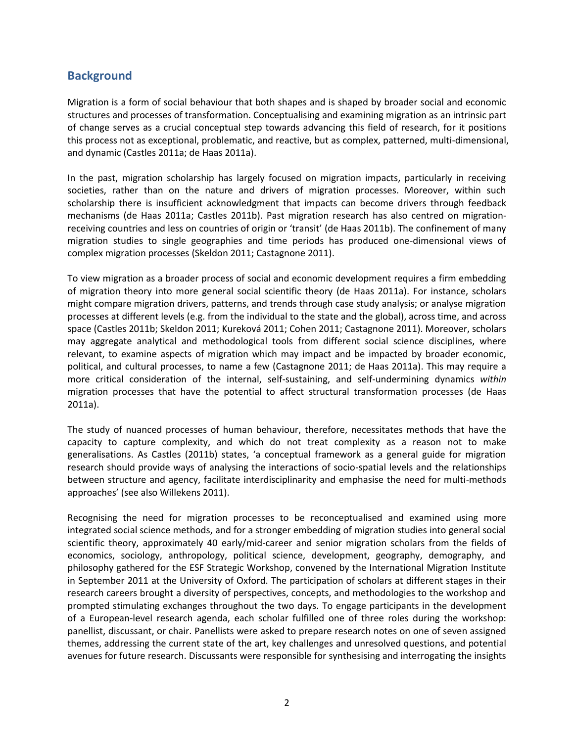## Background

Migration is a form of social behaviour that both shapes and is shaped by broader social and economic structures and processes of transformation. Conceptualising and examining migration as an intrinsic part of change serves as a crucial conceptual step towards advancing this field of research, for it positions this process not as exceptional, problematic, and reactive, but as complex, patterned, multi-dimensional, and dynamic (Castles 2011a; de Haas 2011a).

In the past, migration scholarship has largely focused on migration impacts, particularly in receiving societies, rather than on the nature and drivers of migration processes. Moreover, within such scholarship there is insufficient acknowledgment that impacts can become drivers through feedback mechanisms (de Haas 2011a; Castles 2011b). Past migration research has also centred on migration-receiving countries and less on countries of origin or 'transit' (de Haas 2011b). The confinement of many migration studies to single geographies and time periods has produced one-dimensional views of complex migration processes (Skeldon 2011; Castagnone 2011).

To view migration as a broader process of social and economic development requires a firm embedding of migration theory into more general social scientific theory (de Haas 2011a). For instance, scholars might compare migration drivers, patterns, and trends through case study analysis; or analyse migration processes at different levels (e.g. from the individual to the state and the global), across time, and across space (Castles 2011b; Skeldon 2011; Kureková 2011; Cohen 2011; Castagnone 2011). Moreover, scholars may aggregate analytical and methodological tools from different social science disciplines, where relevant, to examine aspects of migration which may impact and be impacted by broader economic, political, and cultural processes, to name a few (Castagnone 2011; de Haas 2011a). This may require a more critical consideration of the internal, self-sustaining, and self-undermining dynamics *within* migration processes that have the potential to affect structural transformation processes (de Haas 2011a).

The study of nuanced processes of human behaviour, therefore, necessitates methods that have the capacity to capture complexity, and which do not treat complexity as a reason not to make generalisations. As Castles (2011b) states, 'a conceptual framework as a general guide for migration research should provide ways of analysing the interactions of socio-spatial levels and the relationships between structure and agency, facilitate interdisciplinarity and emphasise the need for multi-methods approaches' (see also Willekens 2011).

Recognising the need for migration processes to be reconceptualised and examined using more integrated social science methods, and for a stronger embedding of migration studies into general social scientific theory, approximately 40 early/mid-career and senior migration scholars from the fields of economics, sociology, anthropology, political science, development, geography, demography, and philosophy gathered for the ESF Strategic Workshop, convened by the International Migration Institute in September 2011 at the University of Oxford. The participation of scholars at different stages in their research careers brought a diversity of perspectives, concepts, and methodologies to the workshop and prompted stimulating exchanges throughout the two days. To engage participants in the development of a European-level research agenda, each scholar fulfilled one of three roles during the workshop: panellist, discussant, or chair. Panellists were asked to prepare research notes on one of seven assigned themes, addressing the current state of the art, key challenges and unresolved questions, and potential avenues for future research. Discussants were responsible for synthesising and interrogating the insights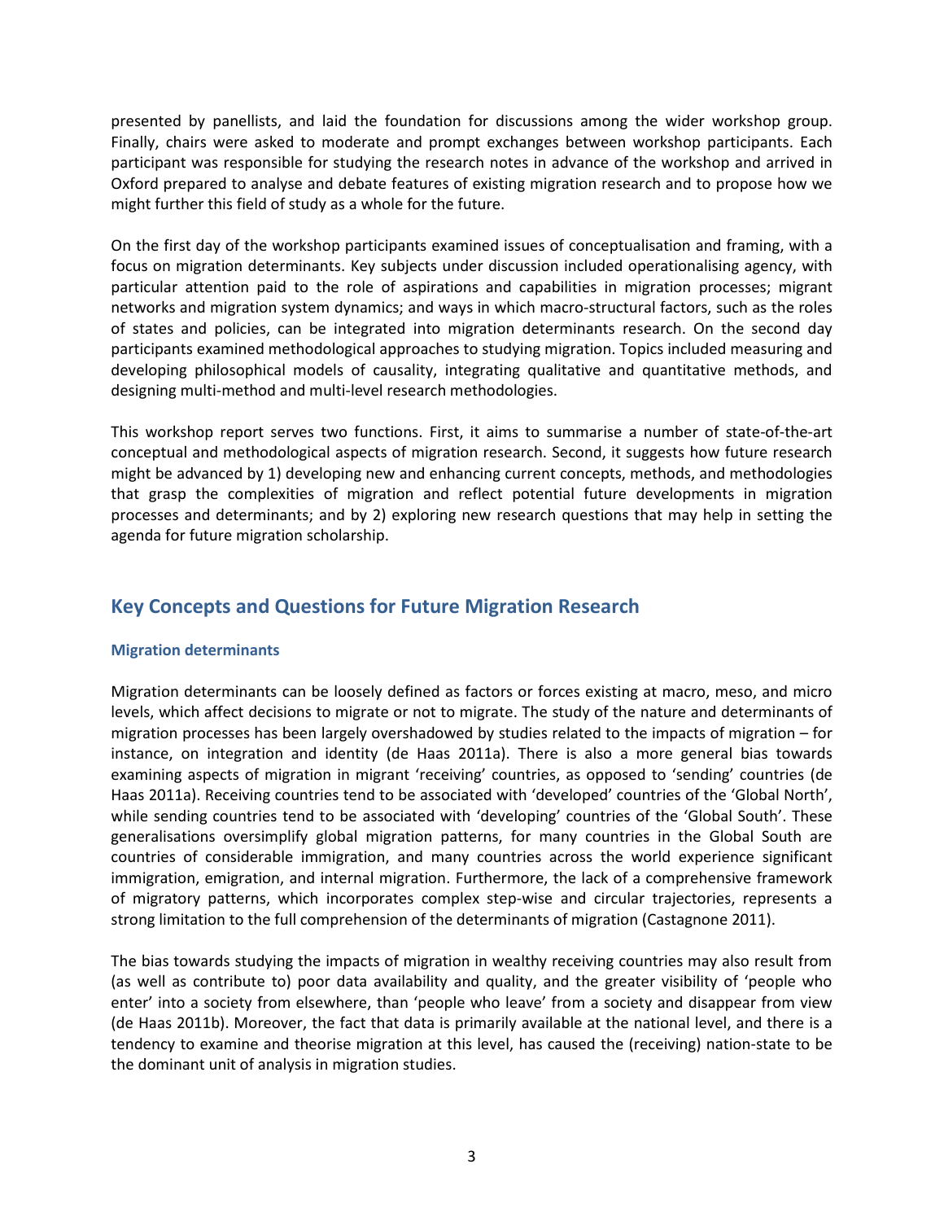presented by panellists, and laid the foundation for discussions among the wider workshop group. Finally, chairs were asked to moderate and prompt exchanges between workshop participants. Each participant was responsible for studying the research notes in advance of the workshop and arrived in Oxford prepared to analyse and debate features of existing migration research and to propose how we might further this field of study as a whole for the future.

On the first day of the workshop participants examined issues of conceptualisation and framing, with a focus on migration determinants. Key subjects under discussion included operationalising agency, with particular attention paid to the role of aspirations and capabilities in migration processes; migrant networks and migration system dynamics; and ways in which macro-structural factors, such as the roles of states and policies, can be integrated into migration determinants research. On the second day participants examined methodological approaches to studying migration. Topics included measuring and developing philosophical models of causality, integrating qualitative and quantitative methods, and designing multi-method and multi-level research methodologies.

This workshop report serves two functions. First, it aims to summarise a number of state-of-the-art conceptual and methodological aspects of migration research. Second, it suggests how future research might be advanced by 1) developing new and enhancing current concepts, methods, and methodologies that grasp the complexities of migration and reflect potential future developments in migration processes and determinants; and by 2) exploring new research questions that may help in setting the agenda for future migration scholarship.

## Key Concepts and Questions for Future Migration Research

### Migration determinants

Migration determinants can be loosely defined as factors or forces existing at macro, meso, and micro levels, which affect decisions to migrate or not to migrate. The study of the nature and determinants of migration processes has been largely overshadowed by studies related to the impacts of migration – for instance, on integration and identity (de Haas 2011a). There is also a more general bias towards examining aspects of migration in migrant 'receiving' countries, as opposed to 'sending' countries (de Haas 2011a). Receiving countries tend to be associated with 'developed' countries of the 'Global North', while sending countries tend to be associated with 'developing' countries of the 'Global South'. These generalisations oversimplify global migration patterns, for many countries in the Global South are countries of considerable immigration, and many countries across the world experience significant immigration, emigration, and internal migration. Furthermore, the lack of a comprehensive framework of migratory patterns, which incorporates complex step-wise and circular trajectories, represents a strong limitation to the full comprehension of the determinants of migration (Castagnone 2011).

The bias towards studying the impacts of migration in wealthy receiving countries may also result from (as well as contribute to) poor data availability and quality, and the greater visibility of 'people who enter' into a society from elsewhere, than 'people who leave' from a society and disappear from view (de Haas 2011b). Moreover, the fact that data is primarily available at the national level, and there is a tendency to examine and theorise migration at this level, has caused the (receiving) nation-state to be the dominant unit of analysis in migration studies.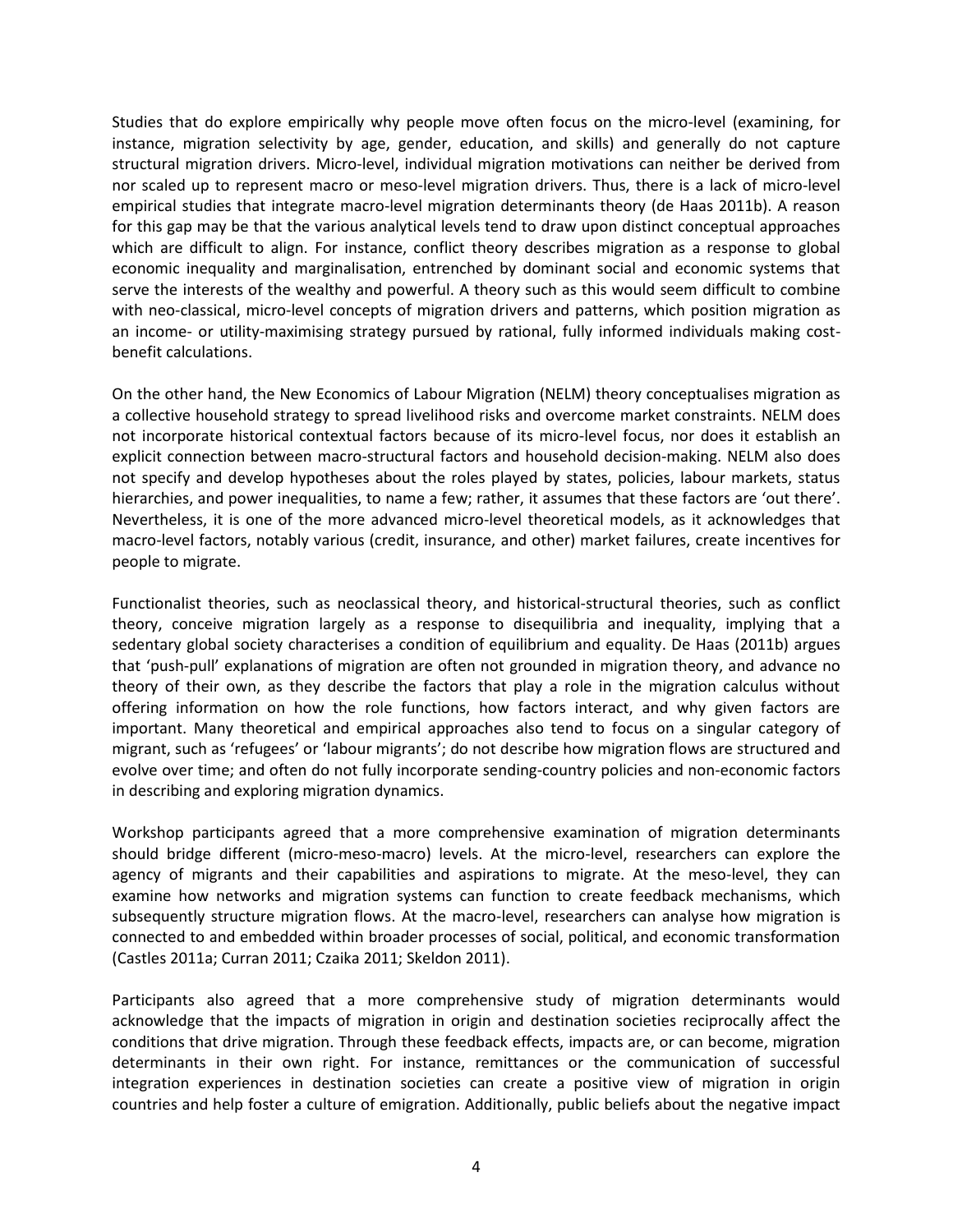Studies that do explore empirically why people move often focus on the micro-level (examining, for instance, migration selectivity by age, gender, education, and skills) and generally do not capture structural migration drivers. Micro-level, individual migration motivations can neither be derived from nor scaled up to represent macro or meso-level migration drivers. Thus, there is a lack of micro-level empirical studies that integrate macro-level migration determinants theory (de Haas 2011b). A reason for this gap may be that the various analytical levels tend to draw upon distinct conceptual approaches which are difficult to align. For instance, conflict theory describes migration as a response to global economic inequality and marginalisation, entrenched by dominant social and economic systems that serve the interests of the wealthy and powerful. A theory such as this would seem difficult to combine with neo-classical, micro-level concepts of migration drivers and patterns, which position migration as an income- or utility-maximising strategy pursued by rational, fully informed individuals making cost-benefit calculations.

On the other hand, the New Economics of Labour Migration (NELM) theory conceptualises migration as a collective household strategy to spread livelihood risks and overcome market constraints. NELM does not incorporate historical contextual factors because of its micro-level focus, nor does it establish an explicit connection between macro-structural factors and household decision-making. NELM also does not specify and develop hypotheses about the roles played by states, policies, labour markets, status hierarchies, and power inequalities, to name a few; rather, it assumes that these factors are 'out there'. Nevertheless, it is one of the more advanced micro-level theoretical models, as it acknowledges that macro-level factors, notably various (credit, insurance, and other) market failures, create incentives for people to migrate.

Functionalist theories, such as neoclassical theory, and historical-structural theories, such as conflict theory, conceive migration largely as a response to disequilibria and inequality, implying that a sedentary global society characterises a condition of equilibrium and equality. De Haas (2011b) argues that 'push-pull' explanations of migration are often not grounded in migration theory, and advance no theory of their own, as they describe the factors that play a role in the migration calculus without offering information on how the role functions, how factors interact, and why given factors are important. Many theoretical and empirical approaches also tend to focus on a singular category of migrant, such as 'refugees' or 'labour migrants'; do not describe how migration flows are structured and evolve over time; and often do not fully incorporate sending-country policies and non-economic factors in describing and exploring migration dynamics.

Workshop participants agreed that a more comprehensive examination of migration determinants should bridge different (micro-meso-macro) levels. At the micro-level, researchers can explore the agency of migrants and their capabilities and aspirations to migrate. At the meso-level, they can examine how networks and migration systems can function to create feedback mechanisms, which subsequently structure migration flows. At the macro-level, researchers can analyse how migration is connected to and embedded within broader processes of social, political, and economic transformation (Castles 2011a; Curran 2011; Czaika 2011; Skeldon 2011).

Participants also agreed that a more comprehensive study of migration determinants would acknowledge that the impacts of migration in origin and destination societies reciprocally affect the conditions that drive migration. Through these feedback effects, impacts are, or can become, migration determinants in their own right. For instance, remittances or the communication of successful integration experiences in destination societies can create a positive view of migration in origin countries and help foster a culture of emigration. Additionally, public beliefs about the negative impact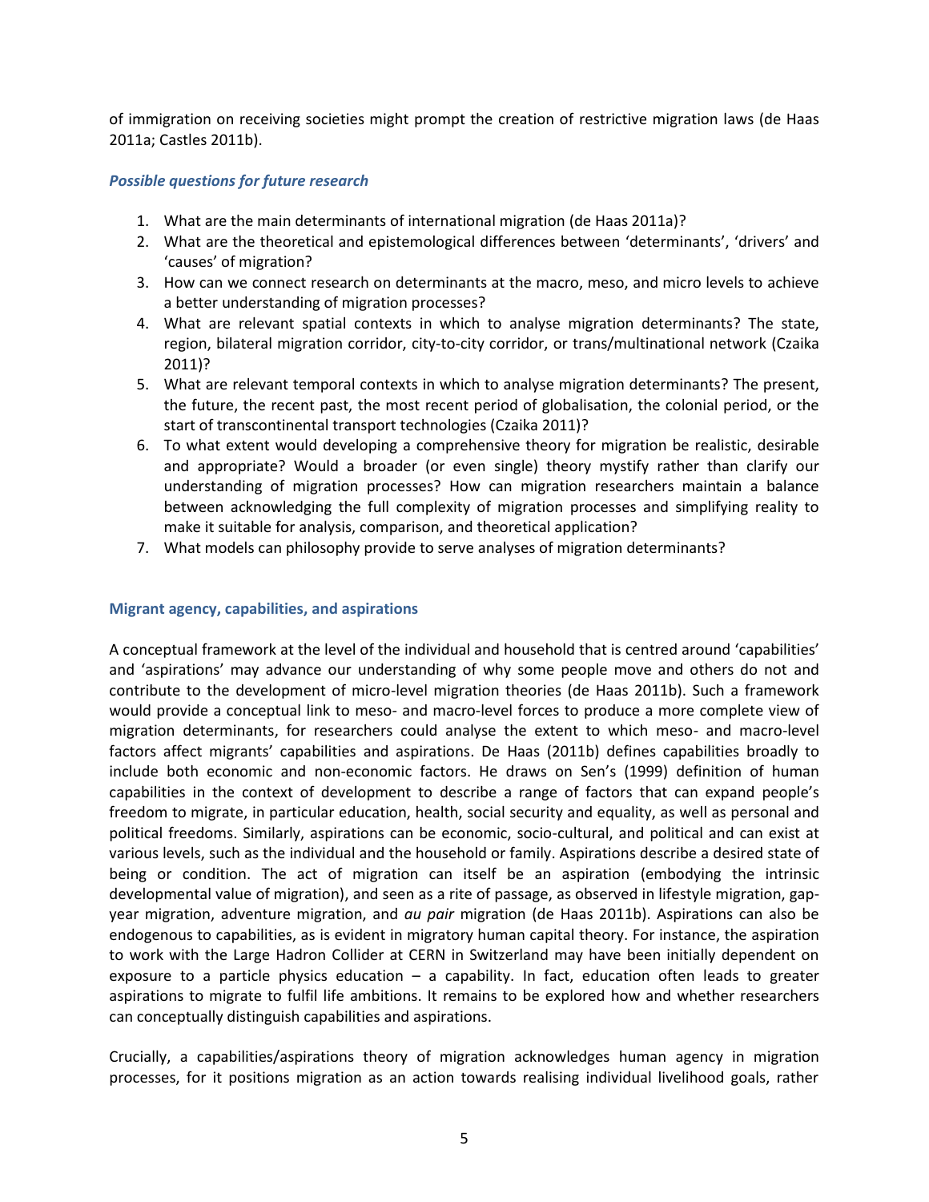of immigration on receiving societies might prompt the creation of restrictive migration laws (de Haas 2011a; Castles 2011b).

### *Possible questions for future research*

1. What are the main determinants of international migration (de Haas 2011a)?
2. What are the theoretical and epistemological differences between 'determinants', 'drivers' and 'causes' of migration?
3. How can we connect research on determinants at the macro, meso, and micro levels to achieve a better understanding of migration processes?
4. What are relevant spatial contexts in which to analyse migration determinants? The state, region, bilateral migration corridor, city-to-city corridor, or trans/multinational network (Czaika 2011)?
5. What are relevant temporal contexts in which to analyse migration determinants? The present, the future, the recent past, the most recent period of globalisation, the colonial period, or the start of transcontinental transport technologies (Czaika 2011)?
6. To what extent would developing a comprehensive theory for migration be realistic, desirable and appropriate? Would a broader (or even single) theory mystify rather than clarify our understanding of migration processes? How can migration researchers maintain a balance between acknowledging the full complexity of migration processes and simplifying reality to make it suitable for analysis, comparison, and theoretical application?
7. What models can philosophy provide to serve analyses of migration determinants?

## Migrant agency, capabilities, and aspirations

A conceptual framework at the level of the individual and household that is centred around 'capabilities' and 'aspirations' may advance our understanding of why some people move and others do not and contribute to the development of micro-level migration theories (de Haas 2011b). Such a framework would provide a conceptual link to meso- and macro-level forces to produce a more complete view of migration determinants, for researchers could analyse the extent to which meso- and macro-level factors affect migrants' capabilities and aspirations. De Haas (2011b) defines capabilities broadly to include both economic and non-economic factors. He draws on Sen's (1999) definition of human capabilities in the context of development to describe a range of factors that can expand people's freedom to migrate, in particular education, health, social security and equality, as well as personal and political freedoms. Similarly, aspirations can be economic, socio-cultural, and political and can exist at various levels, such as the individual and the household or family. Aspirations describe a desired state of being or condition. The act of migration can itself be an aspiration (embodying the intrinsic developmental value of migration), and seen as a rite of passage, as observed in lifestyle migration, gap-year migration, adventure migration, and *au pair* migration (de Haas 2011b). Aspirations can also be endogenous to capabilities, as is evident in migratory human capital theory. For instance, the aspiration to work with the Large Hadron Collider at CERN in Switzerland may have been initially dependent on exposure to a particle physics education – a capability. In fact, education often leads to greater aspirations to migrate to fulfil life ambitions. It remains to be explored how and whether researchers can conceptually distinguish capabilities and aspirations.

Crucially, a capabilities/aspirations theory of migration acknowledges human agency in migration processes, for it positions migration as an action towards realising individual livelihood goals, rather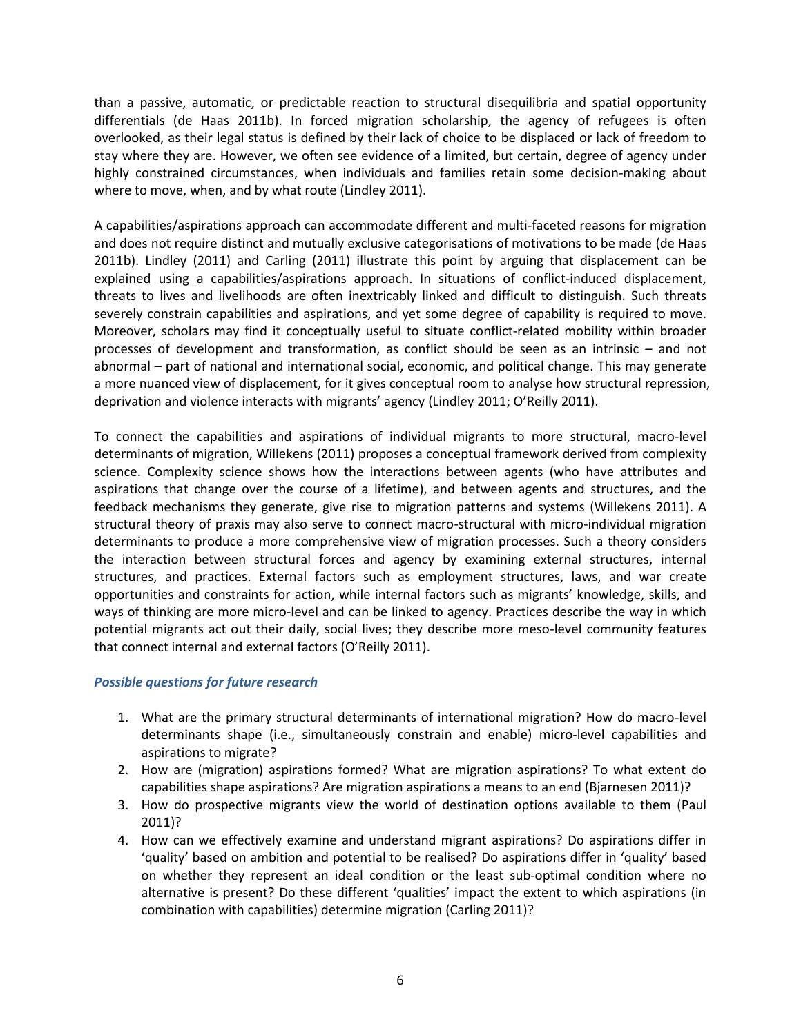than a passive, automatic, or predictable reaction to structural disequilibria and spatial opportunity differentials (de Haas 2011b). In forced migration scholarship, the agency of refugees is often overlooked, as their legal status is defined by their lack of choice to be displaced or lack of freedom to stay where they are. However, we often see evidence of a limited, but certain, degree of agency under highly constrained circumstances, when individuals and families retain some decision-making about where to move, when, and by what route (Lindley 2011).

A capabilities/aspirations approach can accommodate different and multi-faceted reasons for migration and does not require distinct and mutually exclusive categorisations of motivations to be made (de Haas 2011b). Lindley (2011) and Carling (2011) illustrate this point by arguing that displacement can be explained using a capabilities/aspirations approach. In situations of conflict-induced displacement, threats to lives and livelihoods are often inextricably linked and difficult to distinguish. Such threats severely constrain capabilities and aspirations, and yet some degree of capability is required to move. Moreover, scholars may find it conceptually useful to situate conflict-related mobility within broader processes of development and transformation, as conflict should be seen as an intrinsic – and not abnormal – part of national and international social, economic, and political change. This may generate a more nuanced view of displacement, for it gives conceptual room to analyse how structural repression, deprivation and violence interacts with migrants' agency (Lindley 2011; O'Reilly 2011).

To connect the capabilities and aspirations of individual migrants to more structural, macro-level determinants of migration, Willekens (2011) proposes a conceptual framework derived from complexity science. Complexity science shows how the interactions between agents (who have attributes and aspirations that change over the course of a lifetime), and between agents and structures, and the feedback mechanisms they generate, give rise to migration patterns and systems (Willekens 2011). A structural theory of praxis may also serve to connect macro-structural with micro-individual migration determinants to produce a more comprehensive view of migration processes. Such a theory considers the interaction between structural forces and agency by examining external structures, internal structures, and practices. External factors such as employment structures, laws, and war create opportunities and constraints for action, while internal factors such as migrants' knowledge, skills, and ways of thinking are more micro-level and can be linked to agency. Practices describe the way in which potential migrants act out their daily, social lives; they describe more meso-level community features that connect internal and external factors (O'Reilly 2011).

### *Possible questions for future research*

1. What are the primary structural determinants of international migration? How do macro-level determinants shape (i.e., simultaneously constrain and enable) micro-level capabilities and aspirations to migrate?
2. How are (migration) aspirations formed? What are migration aspirations? To what extent do capabilities shape aspirations? Are migration aspirations a means to an end (Bjarnesen 2011)?
3. How do prospective migrants view the world of destination options available to them (Paul 2011)?
4. How can we effectively examine and understand migrant aspirations? Do aspirations differ in 'quality' based on ambition and potential to be realised? Do aspirations differ in 'quality' based on whether they represent an ideal condition or the least sub-optimal condition where no alternative is present? Do these different 'qualities' impact the extent to which aspirations (in combination with capabilities) determine migration (Carling 2011)?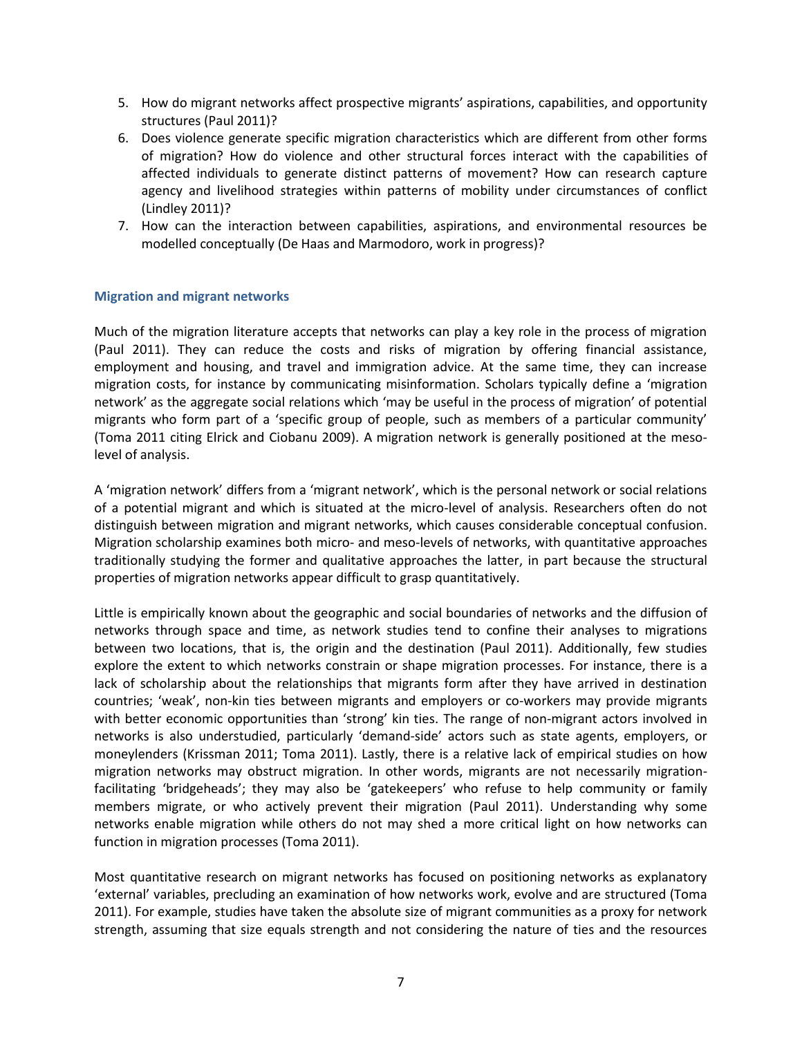5. How do migrant networks affect prospective migrants' aspirations, capabilities, and opportunity structures (Paul 2011)?
6. Does violence generate specific migration characteristics which are different from other forms of migration? How do violence and other structural forces interact with the capabilities of affected individuals to generate distinct patterns of movement? How can research capture agency and livelihood strategies within patterns of mobility under circumstances of conflict (Lindley 2011)?
7. How can the interaction between capabilities, aspirations, and environmental resources be modelled conceptually (De Haas and Marmodoro, work in progress)?

### Migration and migrant networks

Much of the migration literature accepts that networks can play a key role in the process of migration (Paul 2011). They can reduce the costs and risks of migration by offering financial assistance, employment and housing, and travel and immigration advice. At the same time, they can increase migration costs, for instance by communicating misinformation. Scholars typically define a 'migration network' as the aggregate social relations which 'may be useful in the process of migration' of potential migrants who form part of a 'specific group of people, such as members of a particular community' (Toma 2011 citing Elrick and Ciobanu 2009). A migration network is generally positioned at the meso-level of analysis.

A 'migration network' differs from a 'migrant network', which is the personal network or social relations of a potential migrant and which is situated at the micro-level of analysis. Researchers often do not distinguish between migration and migrant networks, which causes considerable conceptual confusion. Migration scholarship examines both micro- and meso-levels of networks, with quantitative approaches traditionally studying the former and qualitative approaches the latter, in part because the structural properties of migration networks appear difficult to grasp quantitatively.

Little is empirically known about the geographic and social boundaries of networks and the diffusion of networks through space and time, as network studies tend to confine their analyses to migrations between two locations, that is, the origin and the destination (Paul 2011). Additionally, few studies explore the extent to which networks constrain or shape migration processes. For instance, there is a lack of scholarship about the relationships that migrants form after they have arrived in destination countries; 'weak', non-kin ties between migrants and employers or co-workers may provide migrants with better economic opportunities than 'strong' kin ties. The range of non-migrant actors involved in networks is also understudied, particularly 'demand-side' actors such as state agents, employers, or moneylenders (Krissman 2011; Toma 2011). Lastly, there is a relative lack of empirical studies on how migration networks may obstruct migration. In other words, migrants are not necessarily migration-facilitating 'bridgeheads'; they may also be 'gatekeepers' who refuse to help community or family members migrate, or who actively prevent their migration (Paul 2011). Understanding why some networks enable migration while others do not may shed a more critical light on how networks can function in migration processes (Toma 2011).

Most quantitative research on migrant networks has focused on positioning networks as explanatory 'external' variables, precluding an examination of how networks work, evolve and are structured (Toma 2011). For example, studies have taken the absolute size of migrant communities as a proxy for network strength, assuming that size equals strength and not considering the nature of ties and the resources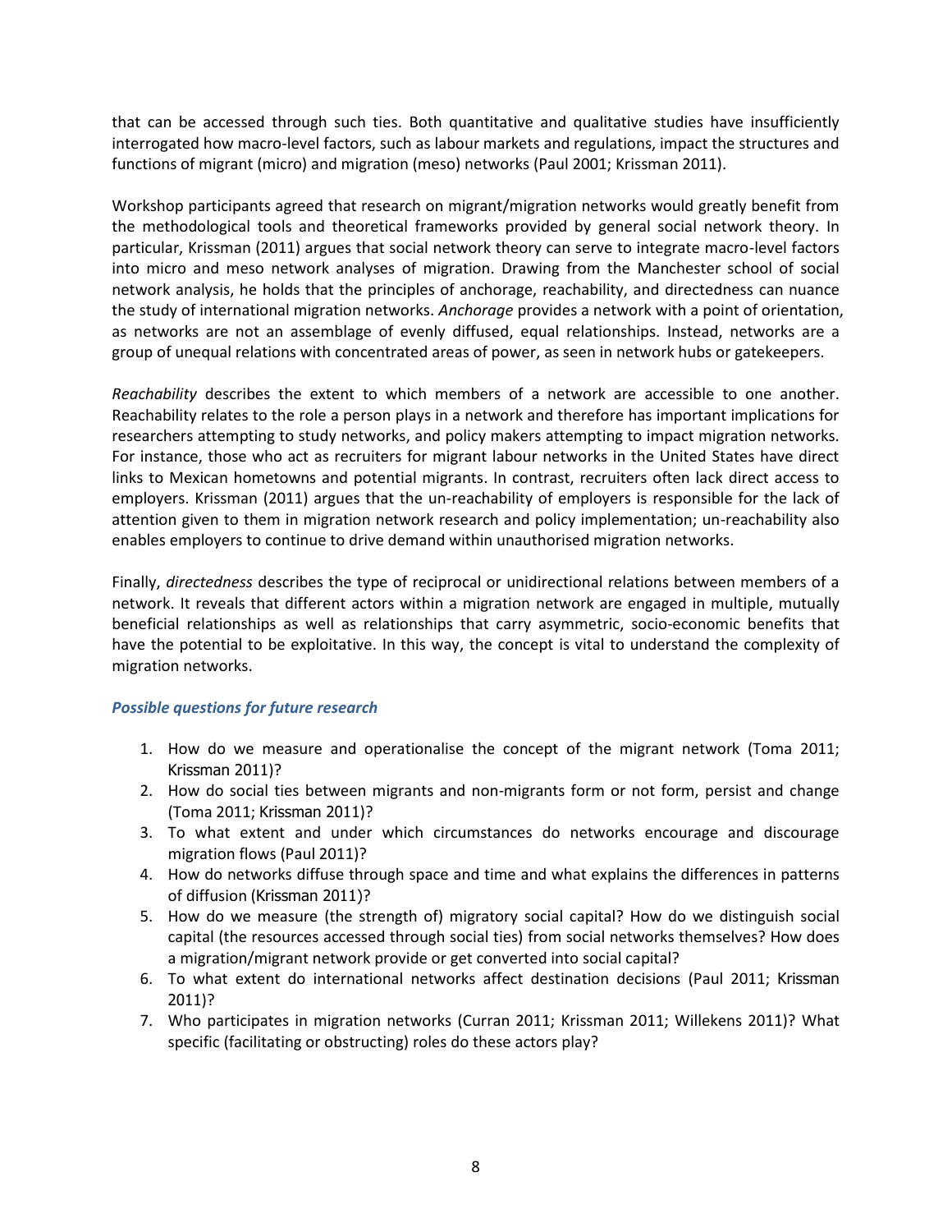that can be accessed through such ties. Both quantitative and qualitative studies have insufficiently interrogated how macro-level factors, such as labour markets and regulations, impact the structures and functions of migrant (micro) and migration (meso) networks (Paul 2001; Krissman 2011).

Workshop participants agreed that research on migrant/migration networks would greatly benefit from the methodological tools and theoretical frameworks provided by general social network theory. In particular, Krissman (2011) argues that social network theory can serve to integrate macro-level factors into micro and meso network analyses of migration. Drawing from the Manchester school of social network analysis, he holds that the principles of anchorage, reachability, and directedness can nuance the study of international migration networks. *Anchorage* provides a network with a point of orientation, as networks are not an assemblage of evenly diffused, equal relationships. Instead, networks are a group of unequal relations with concentrated areas of power, as seen in network hubs or gatekeepers.

*Reachability* describes the extent to which members of a network are accessible to one another. Reachability relates to the role a person plays in a network and therefore has important implications for researchers attempting to study networks, and policy makers attempting to impact migration networks. For instance, those who act as recruiters for migrant labour networks in the United States have direct links to Mexican hometowns and potential migrants. In contrast, recruiters often lack direct access to employers. Krissman (2011) argues that the un-reachability of employers is responsible for the lack of attention given to them in migration network research and policy implementation; un-reachability also enables employers to continue to drive demand within unauthorised migration networks.

Finally, *directedness* describes the type of reciprocal or unidirectional relations between members of a network. It reveals that different actors within a migration network are engaged in multiple, mutually beneficial relationships as well as relationships that carry asymmetric, socio-economic benefits that have the potential to be exploitative. In this way, the concept is vital to understand the complexity of migration networks.

### *Possible questions for future research*

1. How do we measure and operationalise the concept of the migrant network (Toma 2011; Krissman 2011)?
2. How do social ties between migrants and non-migrants form or not form, persist and change (Toma 2011; Krissman 2011)?
3. To what extent and under which circumstances do networks encourage and discourage migration flows (Paul 2011)?
4. How do networks diffuse through space and time and what explains the differences in patterns of diffusion (Krissman 2011)?
5. How do we measure (the strength of) migratory social capital? How do we distinguish social capital (the resources accessed through social ties) from social networks themselves? How does a migration/migrant network provide or get converted into social capital?
6. To what extent do international networks affect destination decisions (Paul 2011; Krissman 2011)?
7. Who participates in migration networks (Curran 2011; Krissman 2011; Willekens 2011)? What specific (facilitating or obstructing) roles do these actors play?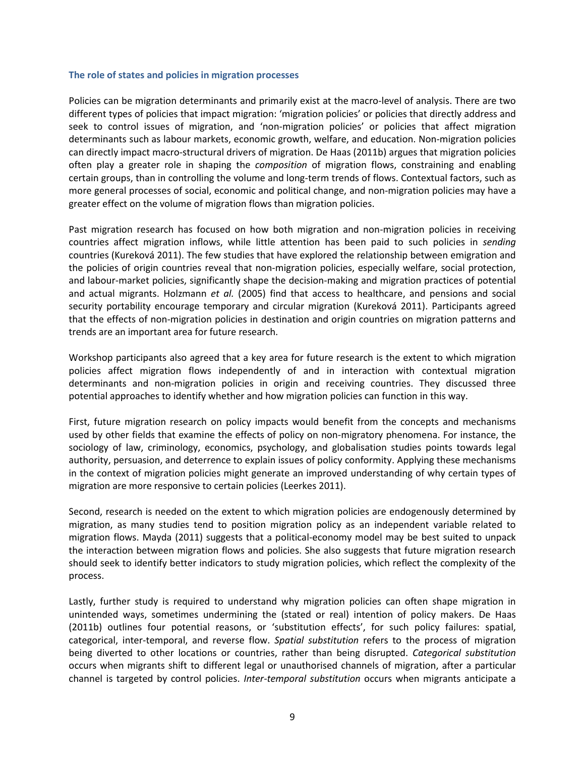### The role of states and policies in migration processes

Policies can be migration determinants and primarily exist at the macro-level of analysis. There are two different types of policies that impact migration: 'migration policies' or policies that directly address and seek to control issues of migration, and 'non-migration policies' or policies that affect migration determinants such as labour markets, economic growth, welfare, and education. Non-migration policies can directly impact macro-structural drivers of migration. De Haas (2011b) argues that migration policies often play a greater role in shaping the *composition* of migration flows, constraining and enabling certain groups, than in controlling the volume and long-term trends of flows. Contextual factors, such as more general processes of social, economic and political change, and non-migration policies may have a greater effect on the volume of migration flows than migration policies.

Past migration research has focused on how both migration and non-migration policies in receiving countries affect migration inflows, while little attention has been paid to such policies in *sending* countries (Kureková 2011). The few studies that have explored the relationship between emigration and the policies of origin countries reveal that non-migration policies, especially welfare, social protection, and labour-market policies, significantly shape the decision-making and migration practices of potential and actual migrants. Holzmann *et al.* (2005) find that access to healthcare, and pensions and social security portability encourage temporary and circular migration (Kureková 2011). Participants agreed that the effects of non-migration policies in destination and origin countries on migration patterns and trends are an important area for future research.

Workshop participants also agreed that a key area for future research is the extent to which migration policies affect migration flows independently of and in interaction with contextual migration determinants and non-migration policies in origin and receiving countries. They discussed three potential approaches to identify whether and how migration policies can function in this way.

First, future migration research on policy impacts would benefit from the concepts and mechanisms used by other fields that examine the effects of policy on non-migratory phenomena. For instance, the sociology of law, criminology, economics, psychology, and globalisation studies points towards legal authority, persuasion, and deterrence to explain issues of policy conformity. Applying these mechanisms in the context of migration policies might generate an improved understanding of why certain types of migration are more responsive to certain policies (Leerkes 2011).

Second, research is needed on the extent to which migration policies are endogenously determined by migration, as many studies tend to position migration policy as an independent variable related to migration flows. Mayda (2011) suggests that a political-economy model may be best suited to unpack the interaction between migration flows and policies. She also suggests that future migration research should seek to identify better indicators to study migration policies, which reflect the complexity of the process.

Lastly, further study is required to understand why migration policies can often shape migration in unintended ways, sometimes undermining the (stated or real) intention of policy makers. De Haas (2011b) outlines four potential reasons, or 'substitution effects', for such policy failures: spatial, categorical, inter-temporal, and reverse flow. *Spatial substitution* refers to the process of migration being diverted to other locations or countries, rather than being disrupted. *Categorical substitution* occurs when migrants shift to different legal or unauthorised channels of migration, after a particular channel is targeted by control policies. *Inter-temporal substitution* occurs when migrants anticipate a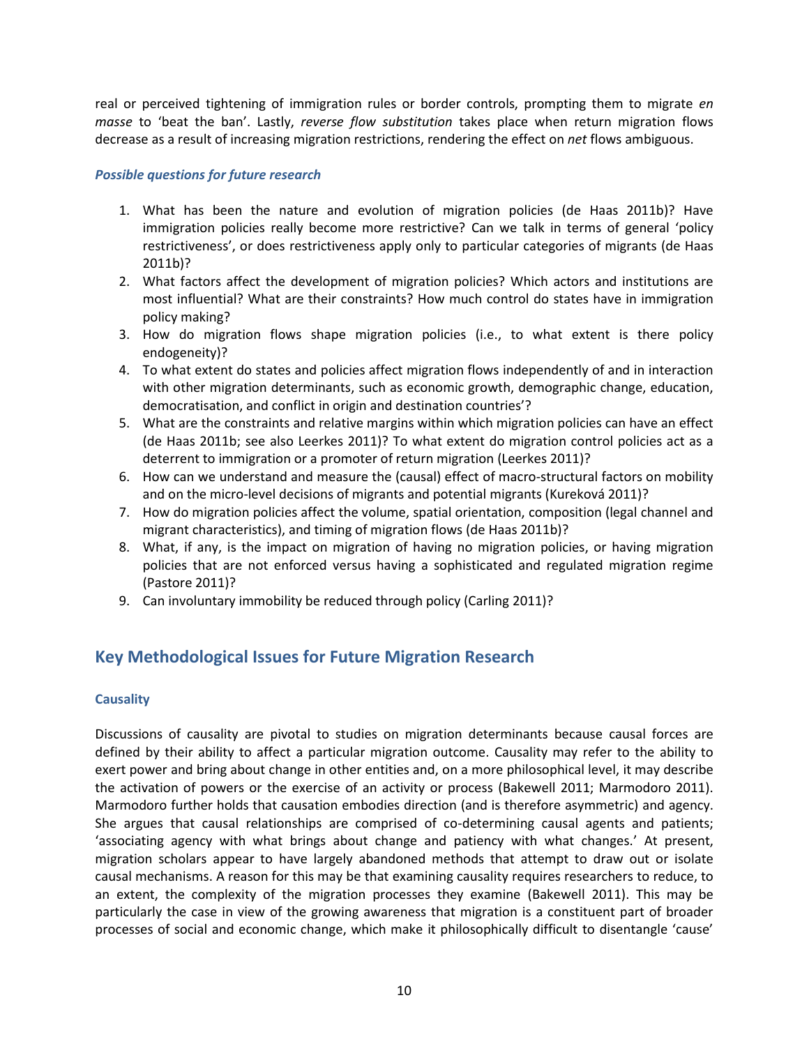real or perceived tightening of immigration rules or border controls, prompting them to migrate *en masse* to 'beat the ban'. Lastly, *reverse flow substitution* takes place when return migration flows decrease as a result of increasing migration restrictions, rendering the effect on *net* flows ambiguous.

#### *Possible questions for future research*

1. What has been the nature and evolution of migration policies (de Haas 2011b)? Have immigration policies really become more restrictive? Can we talk in terms of general 'policy restrictiveness', or does restrictiveness apply only to particular categories of migrants (de Haas 2011b)?
2. What factors affect the development of migration policies? Which actors and institutions are most influential? What are their constraints? How much control do states have in immigration policy making?
3. How do migration flows shape migration policies (i.e., to what extent is there policy endogeneity)?
4. To what extent do states and policies affect migration flows independently of and in interaction with other migration determinants, such as economic growth, demographic change, education, democratisation, and conflict in origin and destination countries'?
5. What are the constraints and relative margins within which migration policies can have an effect (de Haas 2011b; see also Leerkes 2011)? To what extent do migration control policies act as a deterrent to immigration or a promoter of return migration (Leerkes 2011)?
6. How can we understand and measure the (causal) effect of macro-structural factors on mobility and on the micro-level decisions of migrants and potential migrants (Kureková 2011)?
7. How do migration policies affect the volume, spatial orientation, composition (legal channel and migrant characteristics), and timing of migration flows (de Haas 2011b)?
8. What, if any, is the impact on migration of having no migration policies, or having migration policies that are not enforced versus having a sophisticated and regulated migration regime (Pastore 2011)?
9. Can involuntary immobility be reduced through policy (Carling 2011)?

## Key Methodological Issues for Future Migration Research

### Causality

Discussions of causality are pivotal to studies on migration determinants because causal forces are defined by their ability to affect a particular migration outcome. Causality may refer to the ability to exert power and bring about change in other entities and, on a more philosophical level, it may describe the activation of powers or the exercise of an activity or process (Bakewell 2011; Marmodoro 2011). Marmodoro further holds that causation embodies direction (and is therefore asymmetric) and agency. She argues that causal relationships are comprised of co-determining causal agents and patients; 'associating agency with what brings about change and patiency with what changes.' At present, migration scholars appear to have largely abandoned methods that attempt to draw out or isolate causal mechanisms. A reason for this may be that examining causality requires researchers to reduce, to an extent, the complexity of the migration processes they examine (Bakewell 2011). This may be particularly the case in view of the growing awareness that migration is a constituent part of broader processes of social and economic change, which make it philosophically difficult to disentangle 'cause'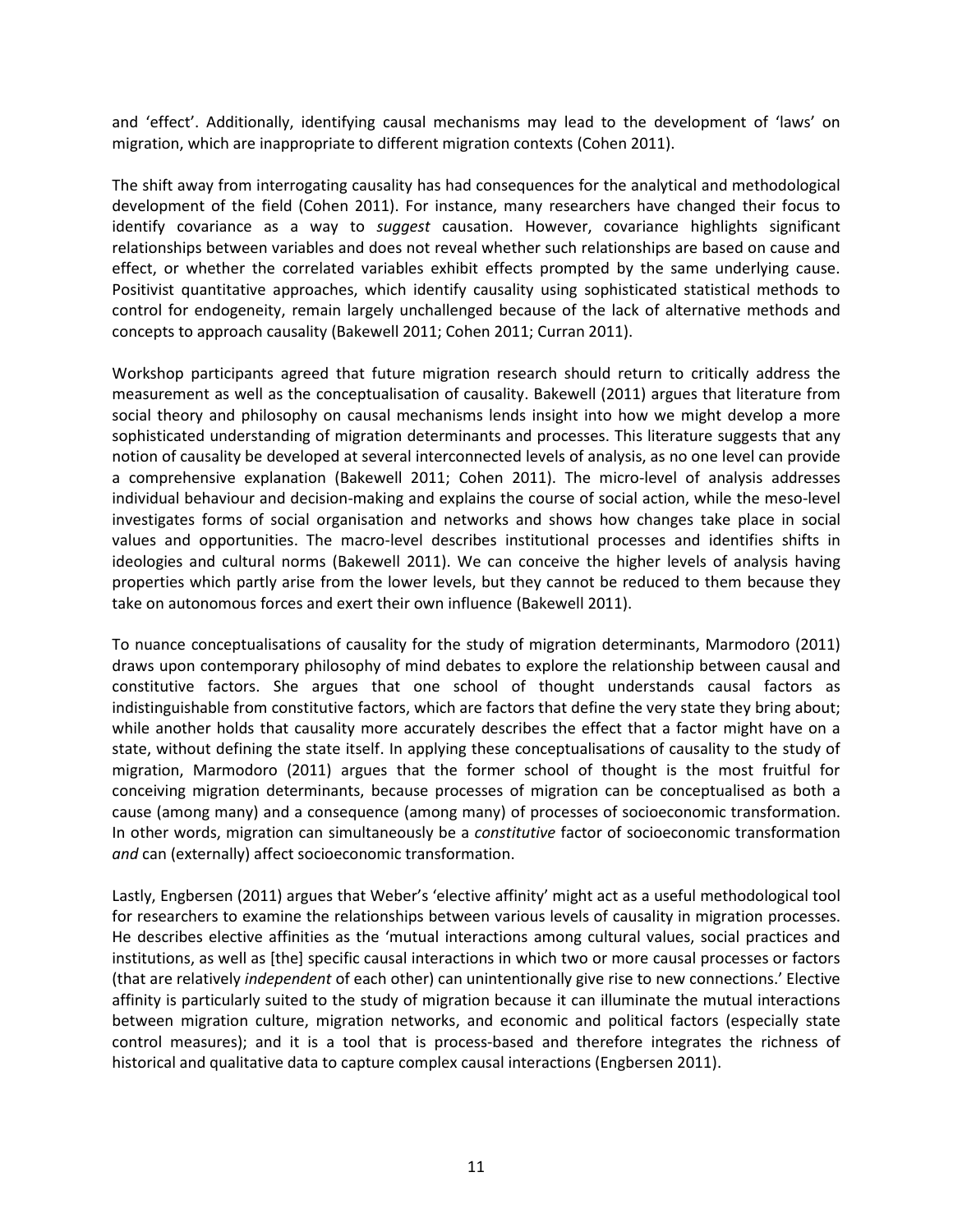and 'effect'. Additionally, identifying causal mechanisms may lead to the development of 'laws' on migration, which are inappropriate to different migration contexts (Cohen 2011).

The shift away from interrogating causality has had consequences for the analytical and methodological development of the field (Cohen 2011). For instance, many researchers have changed their focus to identify covariance as a way to *suggest* causation. However, covariance highlights significant relationships between variables and does not reveal whether such relationships are based on cause and effect, or whether the correlated variables exhibit effects prompted by the same underlying cause. Positivist quantitative approaches, which identify causality using sophisticated statistical methods to control for endogeneity, remain largely unchallenged because of the lack of alternative methods and concepts to approach causality (Bakewell 2011; Cohen 2011; Curran 2011).

Workshop participants agreed that future migration research should return to critically address the measurement as well as the conceptualisation of causality. Bakewell (2011) argues that literature from social theory and philosophy on causal mechanisms lends insight into how we might develop a more sophisticated understanding of migration determinants and processes. This literature suggests that any notion of causality be developed at several interconnected levels of analysis, as no one level can provide a comprehensive explanation (Bakewell 2011; Cohen 2011). The micro-level of analysis addresses individual behaviour and decision-making and explains the course of social action, while the meso-level investigates forms of social organisation and networks and shows how changes take place in social values and opportunities. The macro-level describes institutional processes and identifies shifts in ideologies and cultural norms (Bakewell 2011). We can conceive the higher levels of analysis having properties which partly arise from the lower levels, but they cannot be reduced to them because they take on autonomous forces and exert their own influence (Bakewell 2011).

To nuance conceptualisations of causality for the study of migration determinants, Marmodoro (2011) draws upon contemporary philosophy of mind debates to explore the relationship between causal and constitutive factors. She argues that one school of thought understands causal factors as indistinguishable from constitutive factors, which are factors that define the very state they bring about; while another holds that causality more accurately describes the effect that a factor might have on a state, without defining the state itself. In applying these conceptualisations of causality to the study of migration, Marmodoro (2011) argues that the former school of thought is the most fruitful for conceiving migration determinants, because processes of migration can be conceptualised as both a cause (among many) and a consequence (among many) of processes of socioeconomic transformation. In other words, migration can simultaneously be a *constitutive* factor of socioeconomic transformation *and* can (externally) affect socioeconomic transformation.

Lastly, Engbersen (2011) argues that Weber's 'elective affinity' might act as a useful methodological tool for researchers to examine the relationships between various levels of causality in migration processes. He describes elective affinities as the 'mutual interactions among cultural values, social practices and institutions, as well as [the] specific causal interactions in which two or more causal processes or factors (that are relatively *independent* of each other) can unintentionally give rise to new connections.' Elective affinity is particularly suited to the study of migration because it can illuminate the mutual interactions between migration culture, migration networks, and economic and political factors (especially state control measures); and it is a tool that is process-based and therefore integrates the richness of historical and qualitative data to capture complex causal interactions (Engbersen 2011).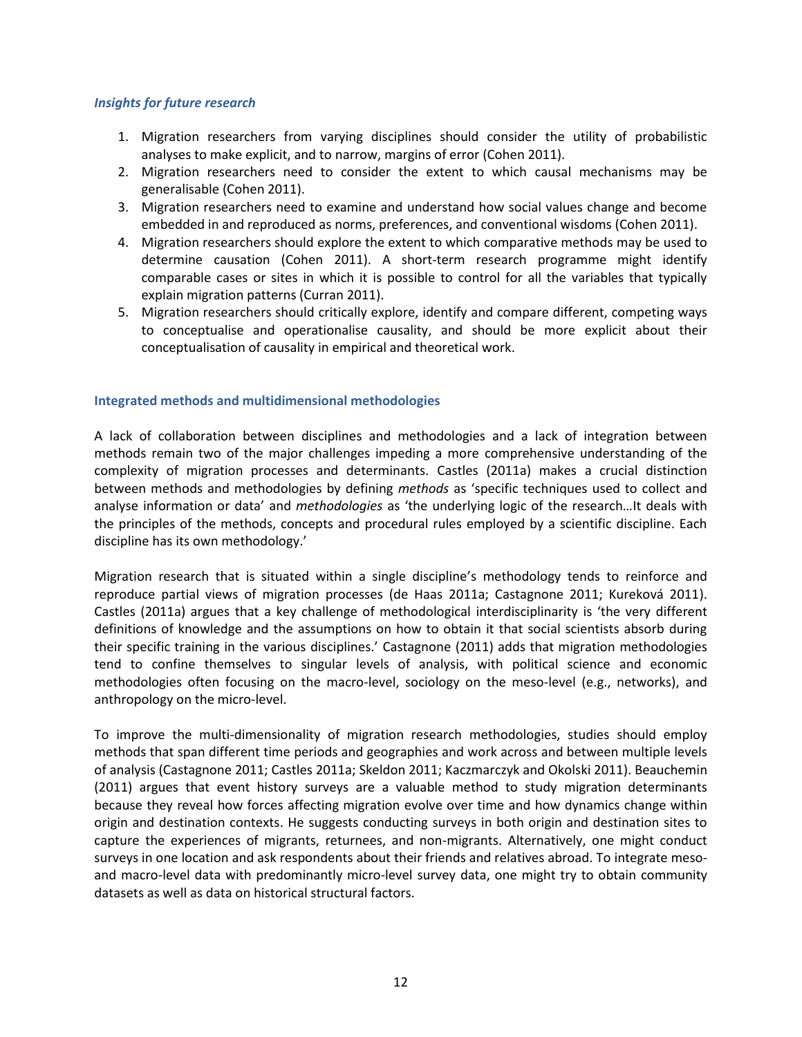### *Insights for future research*

1. Migration researchers from varying disciplines should consider the utility of probabilistic analyses to make explicit, and to narrow, margins of error (Cohen 2011).
2. Migration researchers need to consider the extent to which causal mechanisms may be generalisable (Cohen 2011).
3. Migration researchers need to examine and understand how social values change and become embedded in and reproduced as norms, preferences, and conventional wisdoms (Cohen 2011).
4. Migration researchers should explore the extent to which comparative methods may be used to determine causation (Cohen 2011). A short-term research programme might identify comparable cases or sites in which it is possible to control for all the variables that typically explain migration patterns (Curran 2011).
5. Migration researchers should critically explore, identify and compare different, competing ways to conceptualise and operationalise causality, and should be more explicit about their conceptualisation of causality in empirical and theoretical work.

### Integrated methods and multidimensional methodologies

A lack of collaboration between disciplines and methodologies and a lack of integration between methods remain two of the major challenges impeding a more comprehensive understanding of the complexity of migration processes and determinants. Castles (2011a) makes a crucial distinction between methods and methodologies by defining *methods* as 'specific techniques used to collect and analyse information or data' and *methodologies* as 'the underlying logic of the research…It deals with the principles of the methods, concepts and procedural rules employed by a scientific discipline. Each discipline has its own methodology.'

Migration research that is situated within a single discipline's methodology tends to reinforce and reproduce partial views of migration processes (de Haas 2011a; Castagnone 2011; Kureková 2011). Castles (2011a) argues that a key challenge of methodological interdisciplinarity is 'the very different definitions of knowledge and the assumptions on how to obtain it that social scientists absorb during their specific training in the various disciplines.' Castagnone (2011) adds that migration methodologies tend to confine themselves to singular levels of analysis, with political science and economic methodologies often focusing on the macro-level, sociology on the meso-level (e.g., networks), and anthropology on the micro-level.

To improve the multi-dimensionality of migration research methodologies, studies should employ methods that span different time periods and geographies and work across and between multiple levels of analysis (Castagnone 2011; Castles 2011a; Skeldon 2011; Kaczmarczyk and Okolski 2011). Beauchemin (2011) argues that event history surveys are a valuable method to study migration determinants because they reveal how forces affecting migration evolve over time and how dynamics change within origin and destination contexts. He suggests conducting surveys in both origin and destination sites to capture the experiences of migrants, returnees, and non-migrants. Alternatively, one might conduct surveys in one location and ask respondents about their friends and relatives abroad. To integrate meso- and macro-level data with predominantly micro-level survey data, one might try to obtain community datasets as well as data on historical structural factors.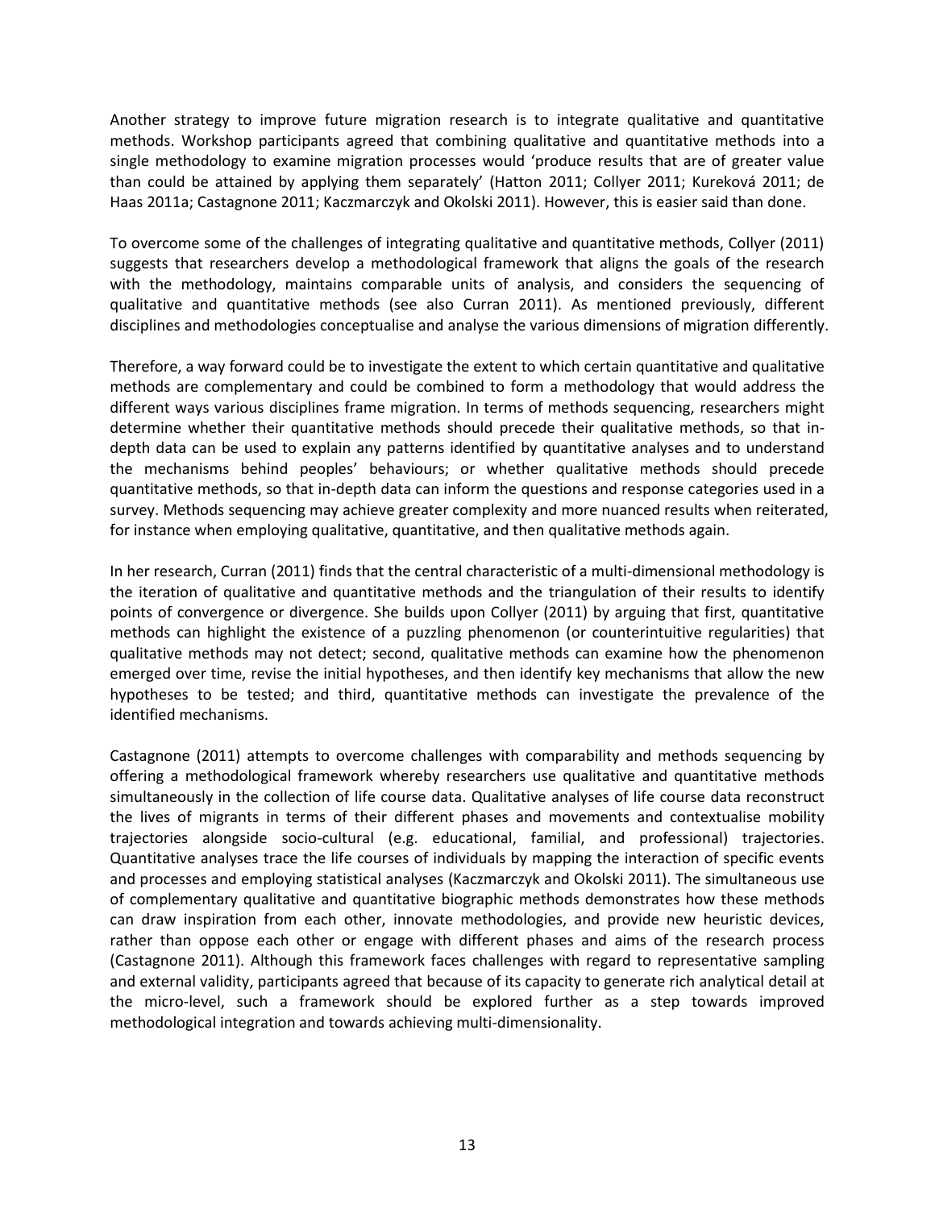Another strategy to improve future migration research is to integrate qualitative and quantitative methods. Workshop participants agreed that combining qualitative and quantitative methods into a single methodology to examine migration processes would 'produce results that are of greater value than could be attained by applying them separately' (Hatton 2011; Collyer 2011; Kureková 2011; de Haas 2011a; Castagnone 2011; Kaczmarczyk and Okolski 2011). However, this is easier said than done.

To overcome some of the challenges of integrating qualitative and quantitative methods, Collyer (2011) suggests that researchers develop a methodological framework that aligns the goals of the research with the methodology, maintains comparable units of analysis, and considers the sequencing of qualitative and quantitative methods (see also Curran 2011). As mentioned previously, different disciplines and methodologies conceptualise and analyse the various dimensions of migration differently.

Therefore, a way forward could be to investigate the extent to which certain quantitative and qualitative methods are complementary and could be combined to form a methodology that would address the different ways various disciplines frame migration. In terms of methods sequencing, researchers might determine whether their quantitative methods should precede their qualitative methods, so that in-depth data can be used to explain any patterns identified by quantitative analyses and to understand the mechanisms behind peoples' behaviours; or whether qualitative methods should precede quantitative methods, so that in-depth data can inform the questions and response categories used in a survey. Methods sequencing may achieve greater complexity and more nuanced results when reiterated, for instance when employing qualitative, quantitative, and then qualitative methods again.

In her research, Curran (2011) finds that the central characteristic of a multi-dimensional methodology is the iteration of qualitative and quantitative methods and the triangulation of their results to identify points of convergence or divergence. She builds upon Collyer (2011) by arguing that first, quantitative methods can highlight the existence of a puzzling phenomenon (or counterintuitive regularities) that qualitative methods may not detect; second, qualitative methods can examine how the phenomenon emerged over time, revise the initial hypotheses, and then identify key mechanisms that allow the new hypotheses to be tested; and third, quantitative methods can investigate the prevalence of the identified mechanisms.

Castagnone (2011) attempts to overcome challenges with comparability and methods sequencing by offering a methodological framework whereby researchers use qualitative and quantitative methods simultaneously in the collection of life course data. Qualitative analyses of life course data reconstruct the lives of migrants in terms of their different phases and movements and contextualise mobility trajectories alongside socio-cultural (e.g. educational, familial, and professional) trajectories. Quantitative analyses trace the life courses of individuals by mapping the interaction of specific events and processes and employing statistical analyses (Kaczmarczyk and Okolski 2011). The simultaneous use of complementary qualitative and quantitative biographic methods demonstrates how these methods can draw inspiration from each other, innovate methodologies, and provide new heuristic devices, rather than oppose each other or engage with different phases and aims of the research process (Castagnone 2011). Although this framework faces challenges with regard to representative sampling and external validity, participants agreed that because of its capacity to generate rich analytical detail at the micro-level, such a framework should be explored further as a step towards improved methodological integration and towards achieving multi-dimensionality.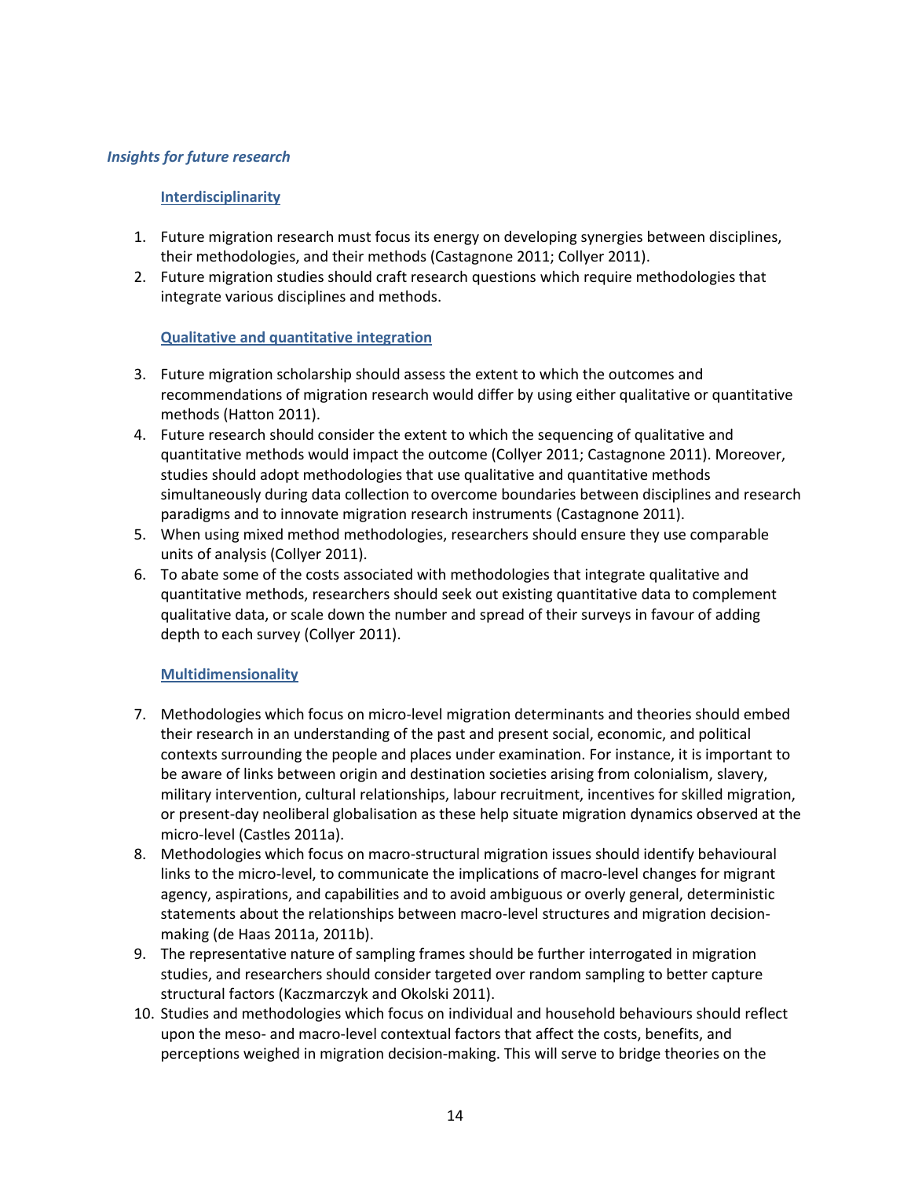*Insights for future research*

**Interdisciplinarity**

1. Future migration research must focus its energy on developing synergies between disciplines, their methodologies, and their methods (Castagnone 2011; Collyer 2011).
2. Future migration studies should craft research questions which require methodologies that integrate various disciplines and methods.

**Qualitative and quantitative integration**

3. Future migration scholarship should assess the extent to which the outcomes and recommendations of migration research would differ by using either qualitative or quantitative methods (Hatton 2011).
4. Future research should consider the extent to which the sequencing of qualitative and quantitative methods would impact the outcome (Collyer 2011; Castagnone 2011). Moreover, studies should adopt methodologies that use qualitative and quantitative methods simultaneously during data collection to overcome boundaries between disciplines and research paradigms and to innovate migration research instruments (Castagnone 2011).
5. When using mixed method methodologies, researchers should ensure they use comparable units of analysis (Collyer 2011).
6. To abate some of the costs associated with methodologies that integrate qualitative and quantitative methods, researchers should seek out existing quantitative data to complement qualitative data, or scale down the number and spread of their surveys in favour of adding depth to each survey (Collyer 2011).

**Multidimensionality**

7. Methodologies which focus on micro-level migration determinants and theories should embed their research in an understanding of the past and present social, economic, and political contexts surrounding the people and places under examination. For instance, it is important to be aware of links between origin and destination societies arising from colonialism, slavery, military intervention, cultural relationships, labour recruitment, incentives for skilled migration, or present-day neoliberal globalisation as these help situate migration dynamics observed at the micro-level (Castles 2011a).
8. Methodologies which focus on macro-structural migration issues should identify behavioural links to the micro-level, to communicate the implications of macro-level changes for migrant agency, aspirations, and capabilities and to avoid ambiguous or overly general, deterministic statements about the relationships between macro-level structures and migration decision-making (de Haas 2011a, 2011b).
9. The representative nature of sampling frames should be further interrogated in migration studies, and researchers should consider targeted over random sampling to better capture structural factors (Kaczmarczyk and Okolski 2011).
10. Studies and methodologies which focus on individual and household behaviours should reflect upon the meso- and macro-level contextual factors that affect the costs, benefits, and perceptions weighed in migration decision-making. This will serve to bridge theories on the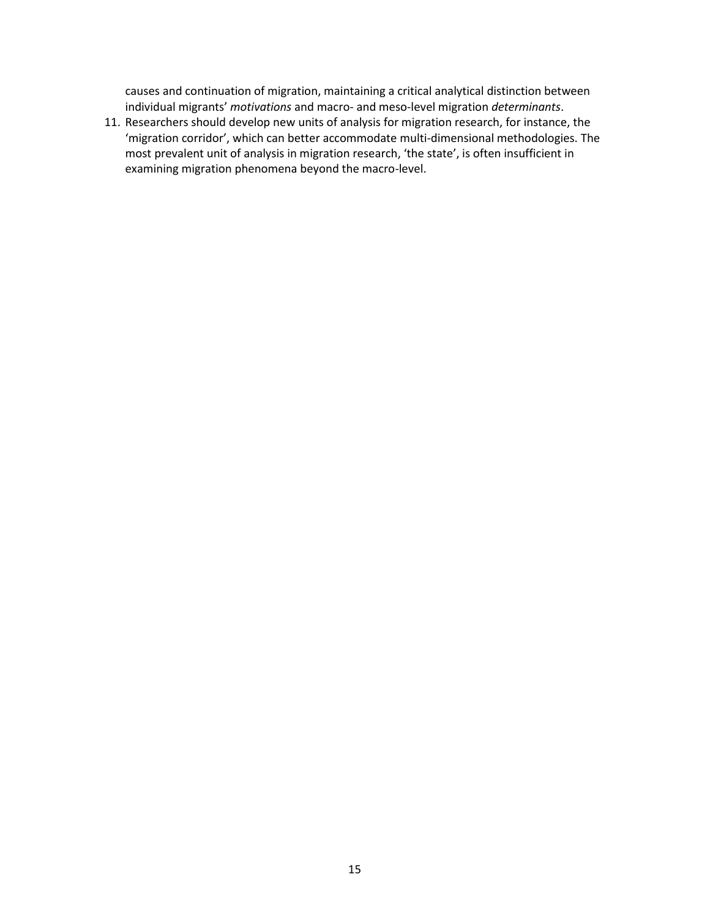causes and continuation of migration, maintaining a critical analytical distinction between individual migrants' *motivations* and macro- and meso-level migration *determinants*.

11. Researchers should develop new units of analysis for migration research, for instance, the 'migration corridor', which can better accommodate multi-dimensional methodologies. The most prevalent unit of analysis in migration research, 'the state', is often insufficient in examining migration phenomena beyond the macro-level.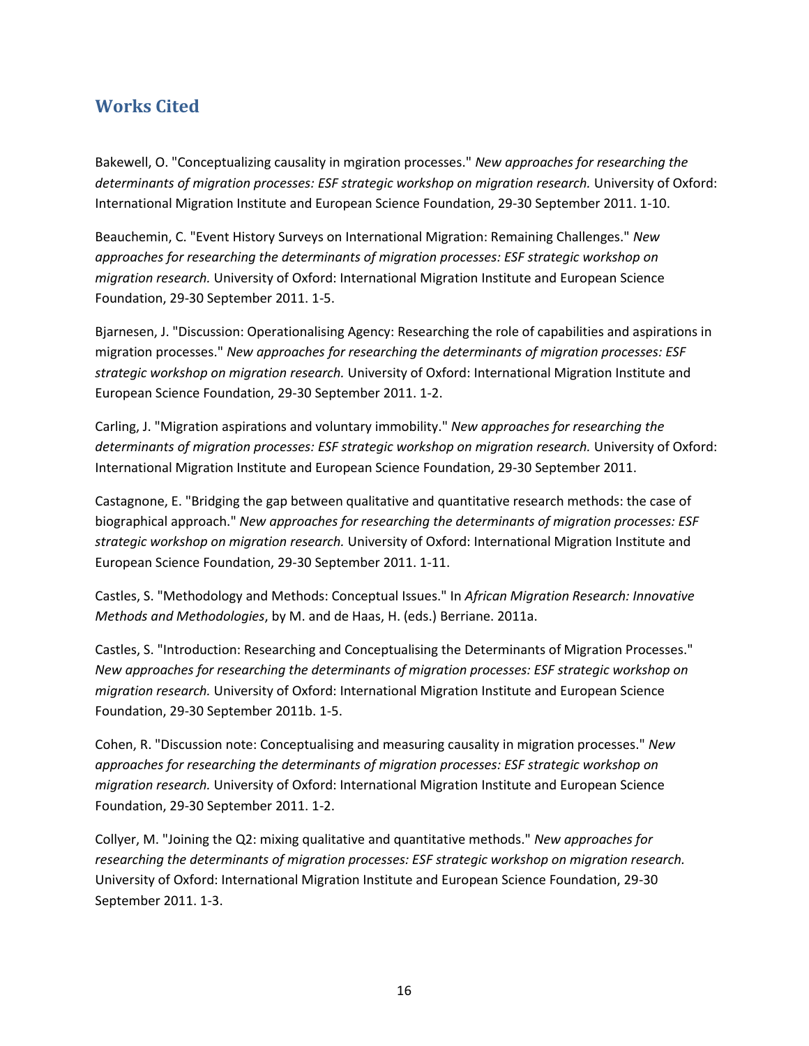## Works Cited

Bakewell, O. "Conceptualizing causality in mgiration processes." *New approaches for researching the determinants of migration processes: ESF strategic workshop on migration research.* University of Oxford: International Migration Institute and European Science Foundation, 29-30 September 2011. 1-10.

Beauchemin, C. "Event History Surveys on International Migration: Remaining Challenges." *New approaches for researching the determinants of migration processes: ESF strategic workshop on migration research.* University of Oxford: International Migration Institute and European Science Foundation, 29-30 September 2011. 1-5.

Bjarnesen, J. "Discussion: Operationalising Agency: Researching the role of capabilities and aspirations in migration processes." *New approaches for researching the determinants of migration processes: ESF strategic workshop on migration research.* University of Oxford: International Migration Institute and European Science Foundation, 29-30 September 2011. 1-2.

Carling, J. "Migration aspirations and voluntary immobility." *New approaches for researching the determinants of migration processes: ESF strategic workshop on migration research.* University of Oxford: International Migration Institute and European Science Foundation, 29-30 September 2011.

Castagnone, E. "Bridging the gap between qualitative and quantitative research methods: the case of biographical approach." *New approaches for researching the determinants of migration processes: ESF strategic workshop on migration research.* University of Oxford: International Migration Institute and European Science Foundation, 29-30 September 2011. 1-11.

Castles, S. "Methodology and Methods: Conceptual Issues." In *African Migration Research: Innovative Methods and Methodologies*, by M. and de Haas, H. (eds.) Berriane. 2011a.

Castles, S. "Introduction: Researching and Conceptualising the Determinants of Migration Processes." *New approaches for researching the determinants of migration processes: ESF strategic workshop on migration research.* University of Oxford: International Migration Institute and European Science Foundation, 29-30 September 2011b. 1-5.

Cohen, R. "Discussion note: Conceptualising and measuring causality in migration processes." *New approaches for researching the determinants of migration processes: ESF strategic workshop on migration research.* University of Oxford: International Migration Institute and European Science Foundation, 29-30 September 2011. 1-2.

Collyer, M. "Joining the Q2: mixing qualitative and quantitative methods." *New approaches for researching the determinants of migration processes: ESF strategic workshop on migration research.* University of Oxford: International Migration Institute and European Science Foundation, 29-30 September 2011. 1-3.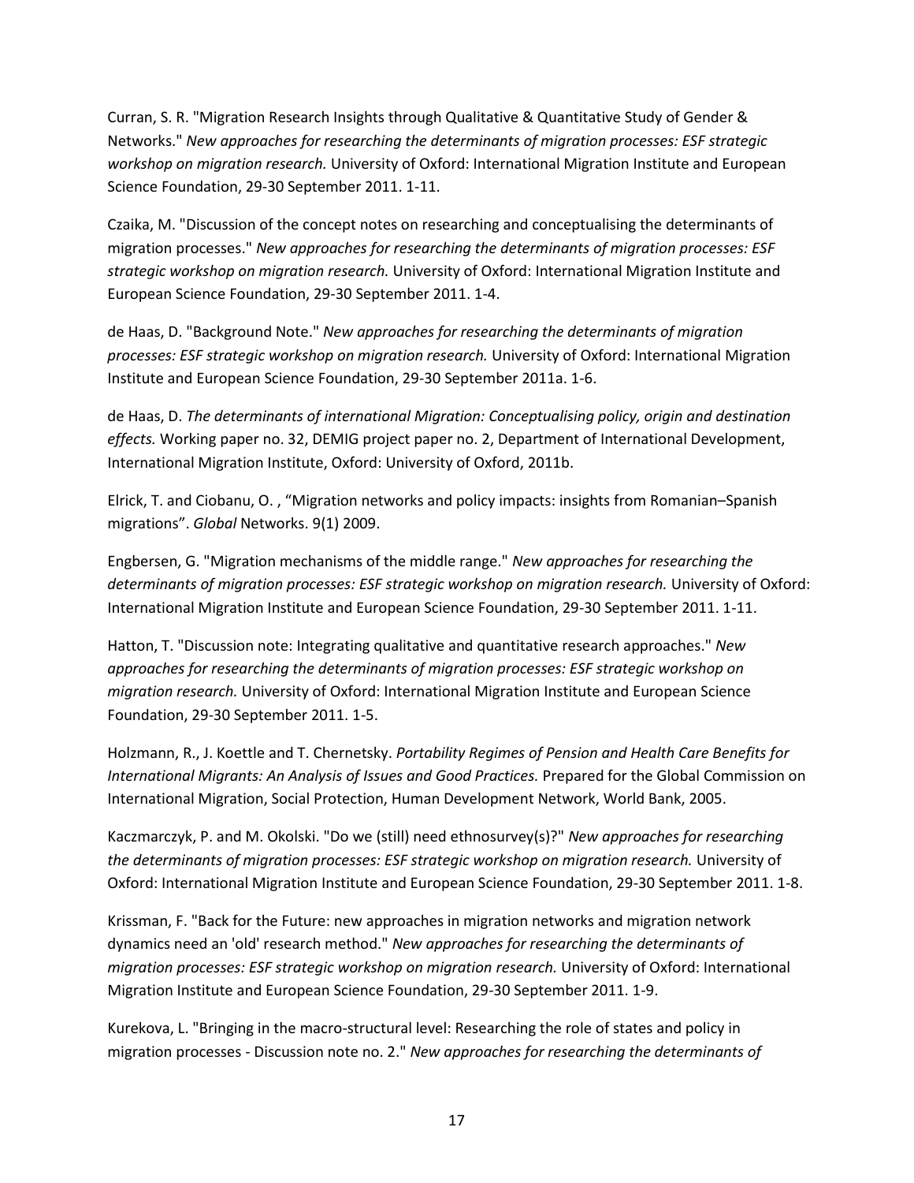Curran, S. R. "Migration Research Insights through Qualitative & Quantitative Study of Gender & Networks." *New approaches for researching the determinants of migration processes: ESF strategic workshop on migration research.* University of Oxford: International Migration Institute and European Science Foundation, 29-30 September 2011. 1-11.

Czaika, M. "Discussion of the concept notes on researching and conceptualising the determinants of migration processes." *New approaches for researching the determinants of migration processes: ESF strategic workshop on migration research.* University of Oxford: International Migration Institute and European Science Foundation, 29-30 September 2011. 1-4.

de Haas, D. "Background Note." *New approaches for researching the determinants of migration processes: ESF strategic workshop on migration research.* University of Oxford: International Migration Institute and European Science Foundation, 29-30 September 2011a. 1-6.

de Haas, D. *The determinants of international Migration: Conceptualising policy, origin and destination effects.* Working paper no. 32, DEMIG project paper no. 2, Department of International Development, International Migration Institute, Oxford: University of Oxford, 2011b.

Elrick, T. and Ciobanu, O. , "Migration networks and policy impacts: insights from Romanian–Spanish migrations". *Global* Networks. 9(1) 2009.

Engbersen, G. "Migration mechanisms of the middle range." *New approaches for researching the determinants of migration processes: ESF strategic workshop on migration research.* University of Oxford: International Migration Institute and European Science Foundation, 29-30 September 2011. 1-11.

Hatton, T. "Discussion note: Integrating qualitative and quantitative research approaches." *New approaches for researching the determinants of migration processes: ESF strategic workshop on migration research.* University of Oxford: International Migration Institute and European Science Foundation, 29-30 September 2011. 1-5.

Holzmann, R., J. Koettle and T. Chernetsky. *Portability Regimes of Pension and Health Care Benefits for International Migrants: An Analysis of Issues and Good Practices.* Prepared for the Global Commission on International Migration, Social Protection, Human Development Network, World Bank, 2005.

Kaczmarczyk, P. and M. Okolski. "Do we (still) need ethnosurvey(s)?" *New approaches for researching the determinants of migration processes: ESF strategic workshop on migration research.* University of Oxford: International Migration Institute and European Science Foundation, 29-30 September 2011. 1-8.

Krissman, F. "Back for the Future: new approaches in migration networks and migration network dynamics need an 'old' research method." *New approaches for researching the determinants of migration processes: ESF strategic workshop on migration research.* University of Oxford: International Migration Institute and European Science Foundation, 29-30 September 2011. 1-9.

Kurekova, L. "Bringing in the macro-structural level: Researching the role of states and policy in migration processes - Discussion note no. 2." *New approaches for researching the determinants of*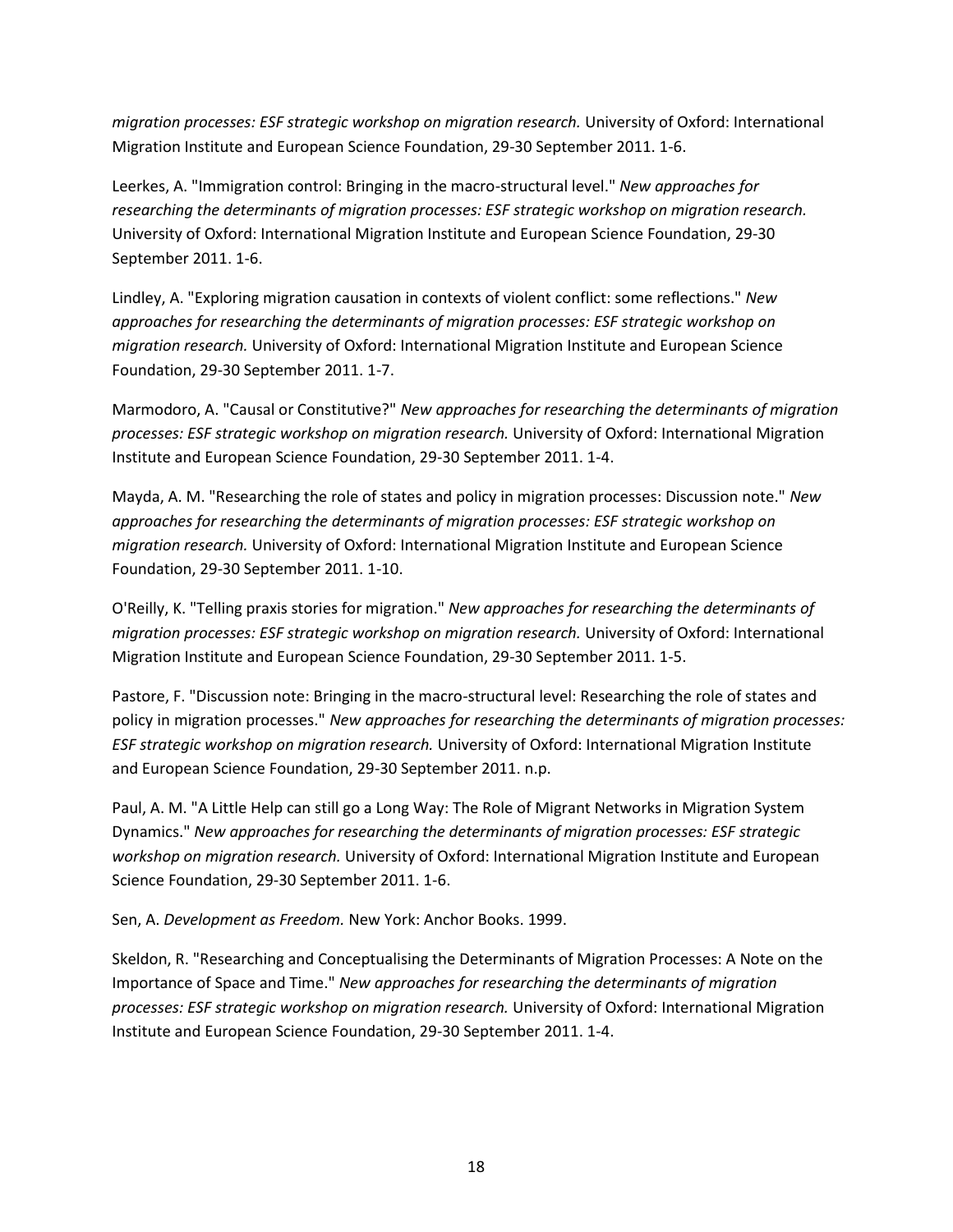*migration processes: ESF strategic workshop on migration research.* University of Oxford: International Migration Institute and European Science Foundation, 29-30 September 2011. 1-6.

Leerkes, A. "Immigration control: Bringing in the macro-structural level." *New approaches for researching the determinants of migration processes: ESF strategic workshop on migration research.* University of Oxford: International Migration Institute and European Science Foundation, 29-30 September 2011. 1-6.

Lindley, A. "Exploring migration causation in contexts of violent conflict: some reflections." *New approaches for researching the determinants of migration processes: ESF strategic workshop on migration research.* University of Oxford: International Migration Institute and European Science Foundation, 29-30 September 2011. 1-7.

Marmodoro, A. "Causal or Constitutive?" *New approaches for researching the determinants of migration processes: ESF strategic workshop on migration research.* University of Oxford: International Migration Institute and European Science Foundation, 29-30 September 2011. 1-4.

Mayda, A. M. "Researching the role of states and policy in migration processes: Discussion note." *New approaches for researching the determinants of migration processes: ESF strategic workshop on migration research.* University of Oxford: International Migration Institute and European Science Foundation, 29-30 September 2011. 1-10.

O'Reilly, K. "Telling praxis stories for migration." *New approaches for researching the determinants of migration processes: ESF strategic workshop on migration research.* University of Oxford: International Migration Institute and European Science Foundation, 29-30 September 2011. 1-5.

Pastore, F. "Discussion note: Bringing in the macro-structural level: Researching the role of states and policy in migration processes." *New approaches for researching the determinants of migration processes: ESF strategic workshop on migration research.* University of Oxford: International Migration Institute and European Science Foundation, 29-30 September 2011. n.p.

Paul, A. M. "A Little Help can still go a Long Way: The Role of Migrant Networks in Migration System Dynamics." *New approaches for researching the determinants of migration processes: ESF strategic workshop on migration research.* University of Oxford: International Migration Institute and European Science Foundation, 29-30 September 2011. 1-6.

Sen, A. *Development as Freedom.* New York: Anchor Books. 1999.

Skeldon, R. "Researching and Conceptualising the Determinants of Migration Processes: A Note on the Importance of Space and Time." *New approaches for researching the determinants of migration processes: ESF strategic workshop on migration research.* University of Oxford: International Migration Institute and European Science Foundation, 29-30 September 2011. 1-4.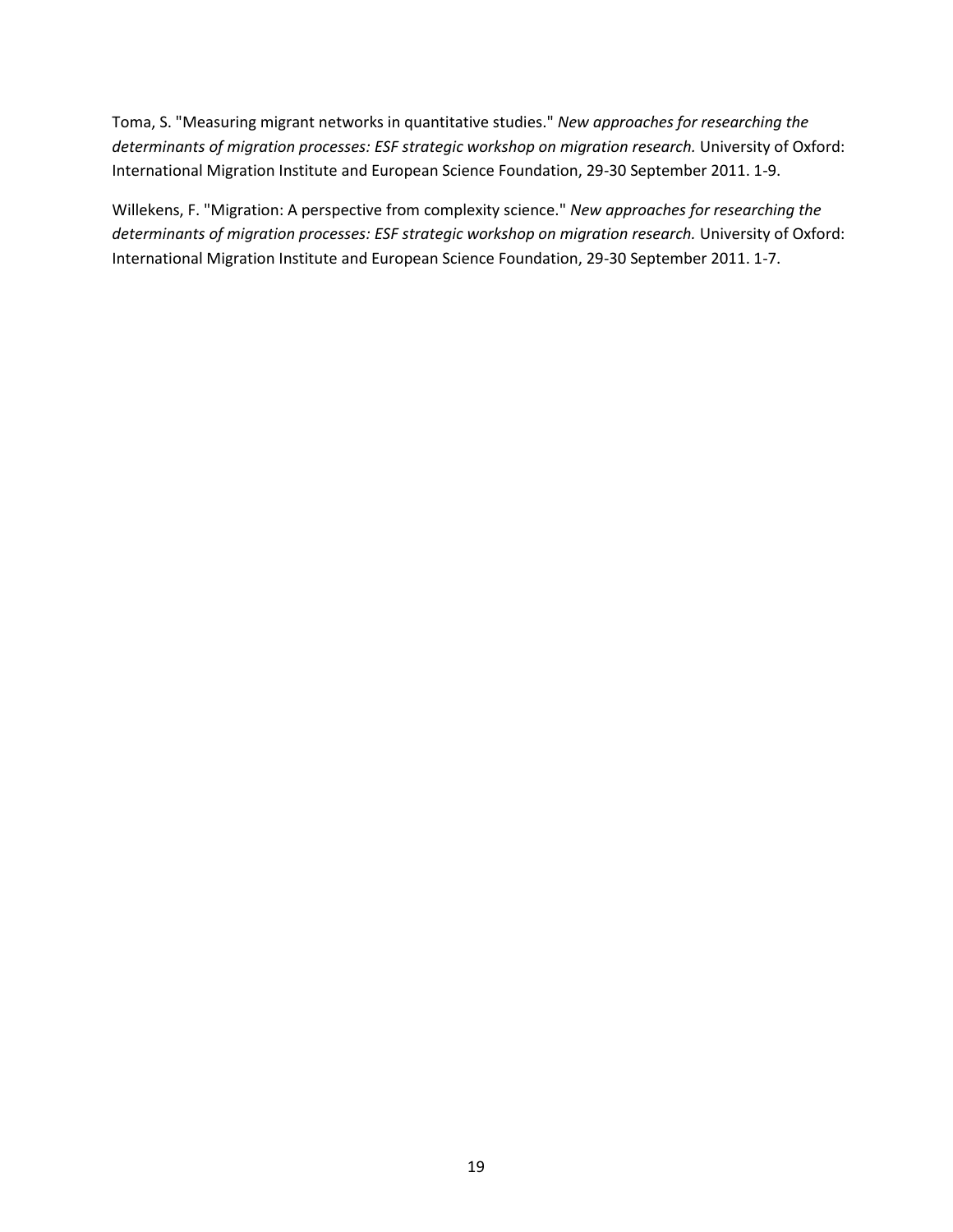Toma, S. "Measuring migrant networks in quantitative studies." *New approaches for researching the determinants of migration processes: ESF strategic workshop on migration research.* University of Oxford: International Migration Institute and European Science Foundation, 29-30 September 2011. 1-9.

Willekens, F. "Migration: A perspective from complexity science." *New approaches for researching the determinants of migration processes: ESF strategic workshop on migration research.* University of Oxford: International Migration Institute and European Science Foundation, 29-30 September 2011. 1-7.